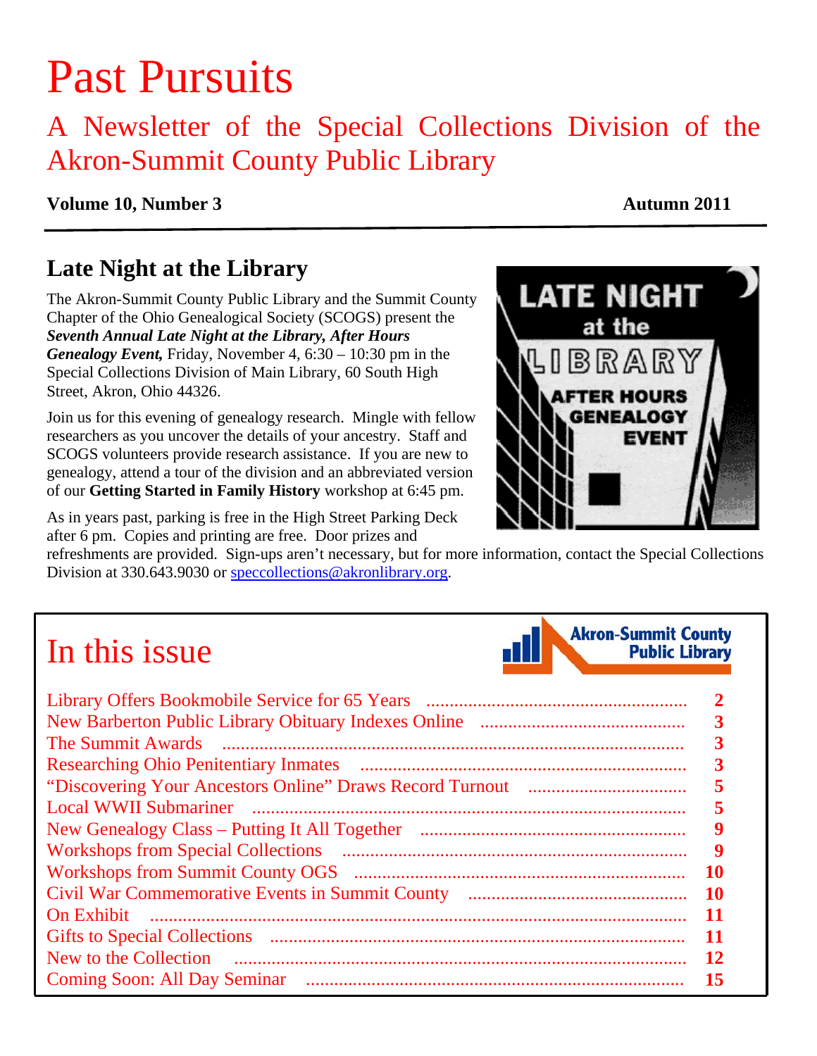# Past Pursuits

## A Newsletter of the Special Collections Division of the Akron-Summit County Public Library

**Volume 10, Number 3** **Autumn 2011**

---

## Late Night at the Library

The Akron-Summit County Public Library and the Summit County Chapter of the Ohio Genealogical Society (SCOGS) present the ***Seventh Annual Late Night at the Library, After Hours Genealogy Event,*** Friday, November 4, 6:30 – 10:30 pm in the Special Collections Division of Main Library, 60 South High Street, Akron, Ohio 44326.

Join us for this evening of genealogy research. Mingle with fellow researchers as you uncover the details of your ancestry. Staff and SCOGS volunteers provide research assistance. If you are new to genealogy, attend a tour of the division and an abbreviated version of our **Getting Started in Family History** workshop at 6:45 pm.

As in years past, parking is free in the High Street Parking Deck after 6 pm. Copies and printing are free. Door prizes and refreshments are provided. Sign-ups aren't necessary, but for more information, contact the Special Collections Division at 330.643.9030 or speccollections@akronlibrary.org.

## In this issue

| Article | Page |
|---|---|
| Library Offers Bookmobile Service for 65 Years | 2 |
| New Barberton Public Library Obituary Indexes Online | 3 |
| The Summit Awards | 3 |
| Researching Ohio Penitentiary Inmates | 3 |
| "Discovering Your Ancestors Online" Draws Record Turnout | 5 |
| Local WWII Submariner | 5 |
| New Genealogy Class – Putting It All Together | 9 |
| Workshops from Special Collections | 9 |
| Workshops from Summit County OGS | 10 |
| Civil War Commemorative Events in Summit County | 10 |
| On Exhibit | 11 |
| Gifts to Special Collections | 11 |
| New to the Collection | 12 |
| Coming Soon: All Day Seminar | 15 |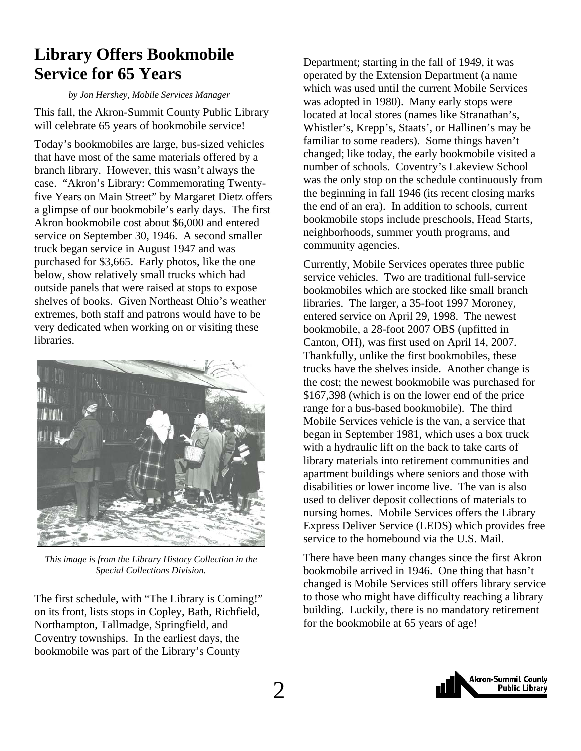# Library Offers Bookmobile Service for 65 Years

*by Jon Hershey, Mobile Services Manager*

This fall, the Akron-Summit County Public Library will celebrate 65 years of bookmobile service!

Today's bookmobiles are large, bus-sized vehicles that have most of the same materials offered by a branch library. However, this wasn't always the case. "Akron's Library: Commemorating Twenty-five Years on Main Street" by Margaret Dietz offers a glimpse of our bookmobile's early days. The first Akron bookmobile cost about $6,000 and entered service on September 30, 1946. A second smaller truck began service in August 1947 and was purchased for $3,665. Early photos, like the one below, show relatively small trucks which had outside panels that were raised at stops to expose shelves of books. Given Northeast Ohio's weather extremes, both staff and patrons would have to be very dedicated when working on or visiting these libraries.

*This image is from the Library History Collection in the Special Collections Division.*

The first schedule, with "The Library is Coming!" on its front, lists stops in Copley, Bath, Richfield, Northampton, Tallmadge, Springfield, and Coventry townships. In the earliest days, the bookmobile was part of the Library's County Department; starting in the fall of 1949, it was operated by the Extension Department (a name which was used until the current Mobile Services was adopted in 1980). Many early stops were located at local stores (names like Stranathan's, Whistler's, Krepp's, Staats', or Hallinen's may be familiar to some readers). Some things haven't changed; like today, the early bookmobile visited a number of schools. Coventry's Lakeview School was the only stop on the schedule continuously from the beginning in fall 1946 (its recent closing marks the end of an era). In addition to schools, current bookmobile stops include preschools, Head Starts, neighborhoods, summer youth programs, and community agencies.

Currently, Mobile Services operates three public service vehicles. Two are traditional full-service bookmobiles which are stocked like small branch libraries. The larger, a 35-foot 1997 Moroney, entered service on April 29, 1998. The newest bookmobile, a 28-foot 2007 OBS (upfitted in Canton, OH), was first used on April 14, 2007. Thankfully, unlike the first bookmobiles, these trucks have the shelves inside. Another change is the cost; the newest bookmobile was purchased for $167,398 (which is on the lower end of the price range for a bus-based bookmobile). The third Mobile Services vehicle is the van, a service that began in September 1981, which uses a box truck with a hydraulic lift on the back to take carts of library materials into retirement communities and apartment buildings where seniors and those with disabilities or lower income live. The van is also used to deliver deposit collections of materials to nursing homes. Mobile Services offers the Library Express Deliver Service (LEDS) which provides free service to the homebound via the U.S. Mail.

There have been many changes since the first Akron bookmobile arrived in 1946. One thing that hasn't changed is Mobile Services still offers library service to those who might have difficulty reaching a library building. Luckily, there is no mandatory retirement for the bookmobile at 65 years of age!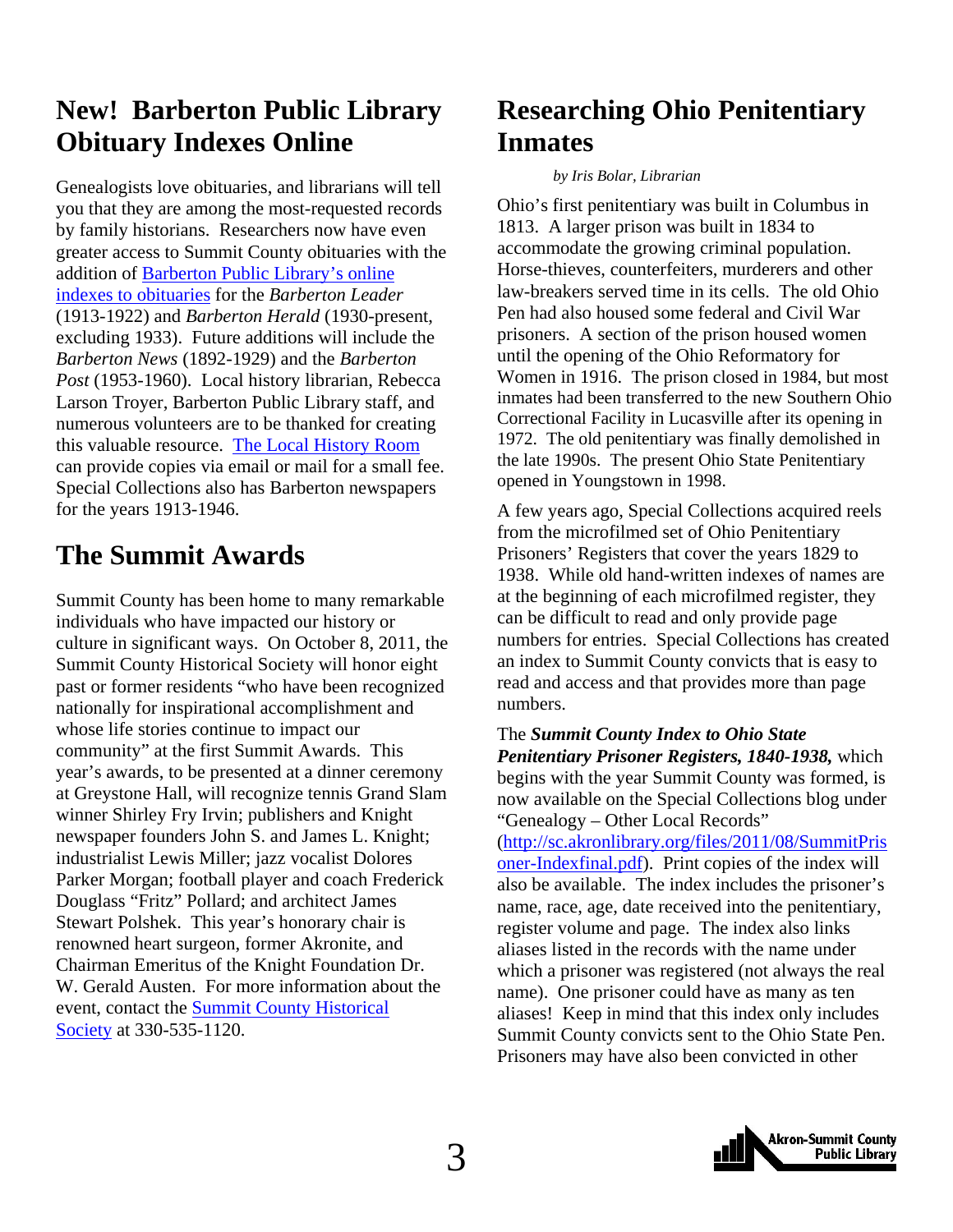## New! Barberton Public Library Obituary Indexes Online

Genealogists love obituaries, and librarians will tell you that they are among the most-requested records by family historians. Researchers now have even greater access to Summit County obituaries with the addition of Barberton Public Library's online indexes to obituaries for the *Barberton Leader* (1913-1922) and *Barberton Herald* (1930-present, excluding 1933). Future additions will include the *Barberton News* (1892-1929) and the *Barberton Post* (1953-1960). Local history librarian, Rebecca Larson Troyer, Barberton Public Library staff, and numerous volunteers are to be thanked for creating this valuable resource. The Local History Room can provide copies via email or mail for a small fee. Special Collections also has Barberton newspapers for the years 1913-1946.

## The Summit Awards

Summit County has been home to many remarkable individuals who have impacted our history or culture in significant ways. On October 8, 2011, the Summit County Historical Society will honor eight past or former residents "who have been recognized nationally for inspirational accomplishment and whose life stories continue to impact our community" at the first Summit Awards. This year's awards, to be presented at a dinner ceremony at Greystone Hall, will recognize tennis Grand Slam winner Shirley Fry Irvin; publishers and Knight newspaper founders John S. and James L. Knight; industrialist Lewis Miller; jazz vocalist Dolores Parker Morgan; football player and coach Frederick Douglass "Fritz" Pollard; and architect James Stewart Polshek. This year's honorary chair is renowned heart surgeon, former Akronite, and Chairman Emeritus of the Knight Foundation Dr. W. Gerald Austen. For more information about the event, contact the Summit County Historical Society at 330-535-1120.

## Researching Ohio Penitentiary Inmates

*by Iris Bolar, Librarian*

Ohio's first penitentiary was built in Columbus in 1813. A larger prison was built in 1834 to accommodate the growing criminal population. Horse-thieves, counterfeiters, murderers and other law-breakers served time in its cells. The old Ohio Pen had also housed some federal and Civil War prisoners. A section of the prison housed women until the opening of the Ohio Reformatory for Women in 1916. The prison closed in 1984, but most inmates had been transferred to the new Southern Ohio Correctional Facility in Lucasville after its opening in 1972. The old penitentiary was finally demolished in the late 1990s. The present Ohio State Penitentiary opened in Youngstown in 1998.

A few years ago, Special Collections acquired reels from the microfilmed set of Ohio Penitentiary Prisoners' Registers that cover the years 1829 to 1938. While old hand-written indexes of names are at the beginning of each microfilmed register, they can be difficult to read and only provide page numbers for entries. Special Collections has created an index to Summit County convicts that is easy to read and access and that provides more than page numbers.

The ***Summit County Index to Ohio State Penitentiary Prisoner Registers, 1840-1938,*** which begins with the year Summit County was formed, is now available on the Special Collections blog under "Genealogy – Other Local Records" (http://sc.akronlibrary.org/files/2011/08/SummitPrisoner-Indexfinal.pdf). Print copies of the index will also be available. The index includes the prisoner's name, race, age, date received into the penitentiary, register volume and page. The index also links aliases listed in the records with the name under which a prisoner was registered (not always the real name). One prisoner could have as many as ten aliases! Keep in mind that this index only includes Summit County convicts sent to the Ohio State Pen. Prisoners may have also been convicted in other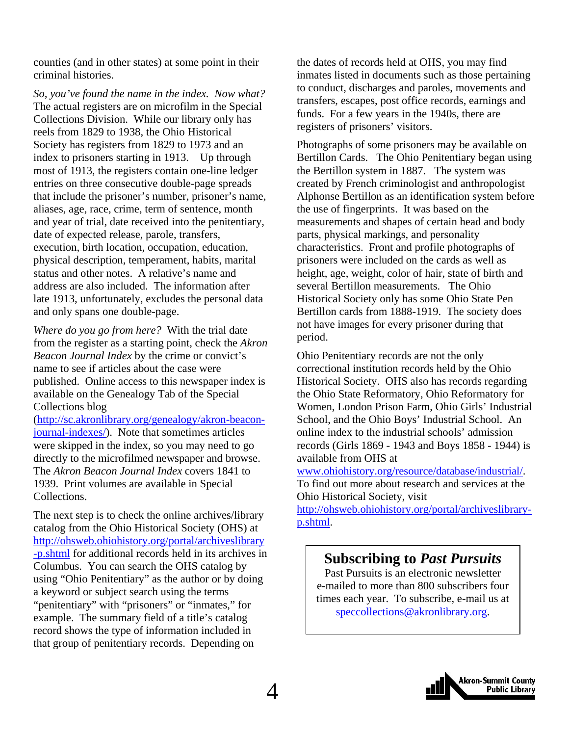counties (and in other states) at some point in their criminal histories.

*So, you've found the name in the index. Now what?* The actual registers are on microfilm in the Special Collections Division. While our library only has reels from 1829 to 1938, the Ohio Historical Society has registers from 1829 to 1973 and an index to prisoners starting in 1913. Up through most of 1913, the registers contain one-line ledger entries on three consecutive double-page spreads that include the prisoner's number, prisoner's name, aliases, age, race, crime, term of sentence, month and year of trial, date received into the penitentiary, date of expected release, parole, transfers, execution, birth location, occupation, education, physical description, temperament, habits, marital status and other notes. A relative's name and address are also included. The information after late 1913, unfortunately, excludes the personal data and only spans one double-page.

*Where do you go from here?* With the trial date from the register as a starting point, check the *Akron Beacon Journal Index* by the crime or convict's name to see if articles about the case were published. Online access to this newspaper index is available on the Genealogy Tab of the Special Collections blog (http://sc.akronlibrary.org/genealogy/akron-beacon-journal-indexes/). Note that sometimes articles were skipped in the index, so you may need to go directly to the microfilmed newspaper and browse. The *Akron Beacon Journal Index* covers 1841 to 1939. Print volumes are available in Special Collections.

The next step is to check the online archives/library catalog from the Ohio Historical Society (OHS) at http://ohsweb.ohiohistory.org/portal/archiveslibrary-p.shtml for additional records held in its archives in Columbus. You can search the OHS catalog by using "Ohio Penitentiary" as the author or by doing a keyword or subject search using the terms "penitentiary" with "prisoners" or "inmates," for example. The summary field of a title's catalog record shows the type of information included in that group of penitentiary records. Depending on the dates of records held at OHS, you may find inmates listed in documents such as those pertaining to conduct, discharges and paroles, movements and transfers, escapes, post office records, earnings and funds. For a few years in the 1940s, there are registers of prisoners' visitors.

Photographs of some prisoners may be available on Bertillon Cards. The Ohio Penitentiary began using the Bertillon system in 1887. The system was created by French criminologist and anthropologist Alphonse Bertillon as an identification system before the use of fingerprints. It was based on the measurements and shapes of certain head and body parts, physical markings, and personality characteristics. Front and profile photographs of prisoners were included on the cards as well as height, age, weight, color of hair, state of birth and several Bertillon measurements. The Ohio Historical Society only has some Ohio State Pen Bertillon cards from 1888-1919. The society does not have images for every prisoner during that period.

Ohio Penitentiary records are not the only correctional institution records held by the Ohio Historical Society. OHS also has records regarding the Ohio State Reformatory, Ohio Reformatory for Women, London Prison Farm, Ohio Girls' Industrial School, and the Ohio Boys' Industrial School. An online index to the industrial schools' admission records (Girls 1869 - 1943 and Boys 1858 - 1944) is available from OHS at www.ohiohistory.org/resource/database/industrial/. To find out more about research and services at the Ohio Historical Society, visit http://ohsweb.ohiohistory.org/portal/archiveslibrary-p.shtml.

## Subscribing to *Past Pursuits*

Past Pursuits is an electronic newsletter e-mailed to more than 800 subscribers four times each year. To subscribe, e-mail us at speccollections@akronlibrary.org.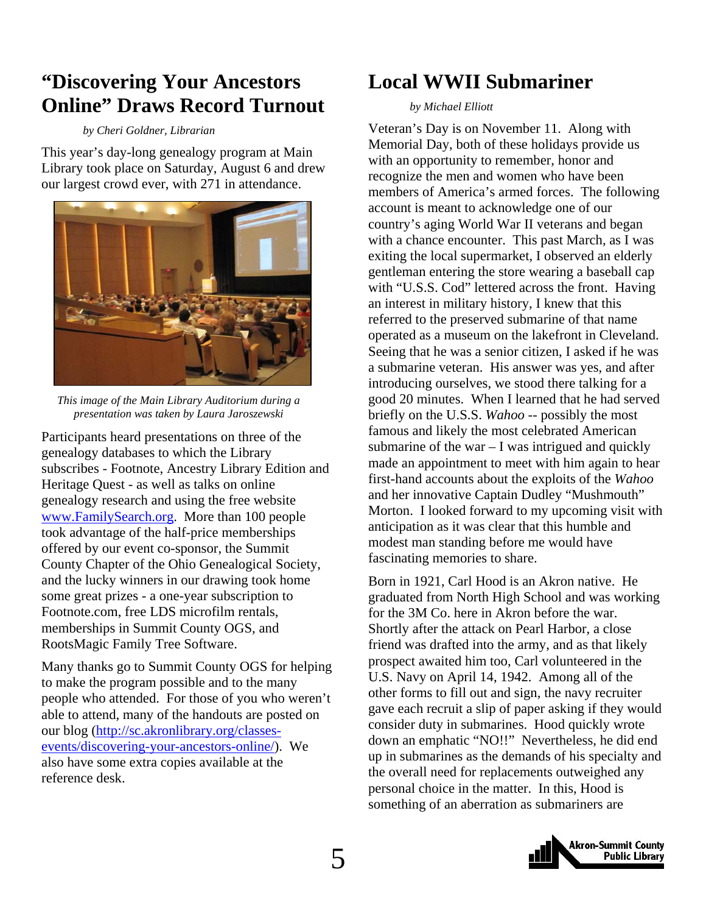# "Discovering Your Ancestors Online" Draws Record Turnout

*by Cheri Goldner, Librarian*

This year's day-long genealogy program at Main Library took place on Saturday, August 6 and drew our largest crowd ever, with 271 in attendance.

*This image of the Main Library Auditorium during a presentation was taken by Laura Jaroszewski*

Participants heard presentations on three of the genealogy databases to which the Library subscribes - Footnote, Ancestry Library Edition and Heritage Quest - as well as talks on online genealogy research and using the free website www.FamilySearch.org. More than 100 people took advantage of the half-price memberships offered by our event co-sponsor, the Summit County Chapter of the Ohio Genealogical Society, and the lucky winners in our drawing took home some great prizes - a one-year subscription to Footnote.com, free LDS microfilm rentals, memberships in Summit County OGS, and RootsMagic Family Tree Software.

Many thanks go to Summit County OGS for helping to make the program possible and to the many people who attended. For those of you who weren't able to attend, many of the handouts are posted on our blog (http://sc.akronlibrary.org/classes-events/discovering-your-ancestors-online/). We also have some extra copies available at the reference desk.

# Local WWII Submariner

*by Michael Elliott*

Veteran's Day is on November 11. Along with Memorial Day, both of these holidays provide us with an opportunity to remember, honor and recognize the men and women who have been members of America's armed forces. The following account is meant to acknowledge one of our country's aging World War II veterans and began with a chance encounter. This past March, as I was exiting the local supermarket, I observed an elderly gentleman entering the store wearing a baseball cap with "U.S.S. Cod" lettered across the front. Having an interest in military history, I knew that this referred to the preserved submarine of that name operated as a museum on the lakefront in Cleveland. Seeing that he was a senior citizen, I asked if he was a submarine veteran. His answer was yes, and after introducing ourselves, we stood there talking for a good 20 minutes. When I learned that he had served briefly on the U.S.S. *Wahoo* -- possibly the most famous and likely the most celebrated American submarine of the war – I was intrigued and quickly made an appointment to meet with him again to hear first-hand accounts about the exploits of the *Wahoo* and her innovative Captain Dudley "Mushmouth" Morton. I looked forward to my upcoming visit with anticipation as it was clear that this humble and modest man standing before me would have fascinating memories to share.

Born in 1921, Carl Hood is an Akron native. He graduated from North High School and was working for the 3M Co. here in Akron before the war. Shortly after the attack on Pearl Harbor, a close friend was drafted into the army, and as that likely prospect awaited him too, Carl volunteered in the U.S. Navy on April 14, 1942. Among all of the other forms to fill out and sign, the navy recruiter gave each recruit a slip of paper asking if they would consider duty in submarines. Hood quickly wrote down an emphatic "NO!!" Nevertheless, he did end up in submarines as the demands of his specialty and the overall need for replacements outweighed any personal choice in the matter. In this, Hood is something of an aberration as submariners are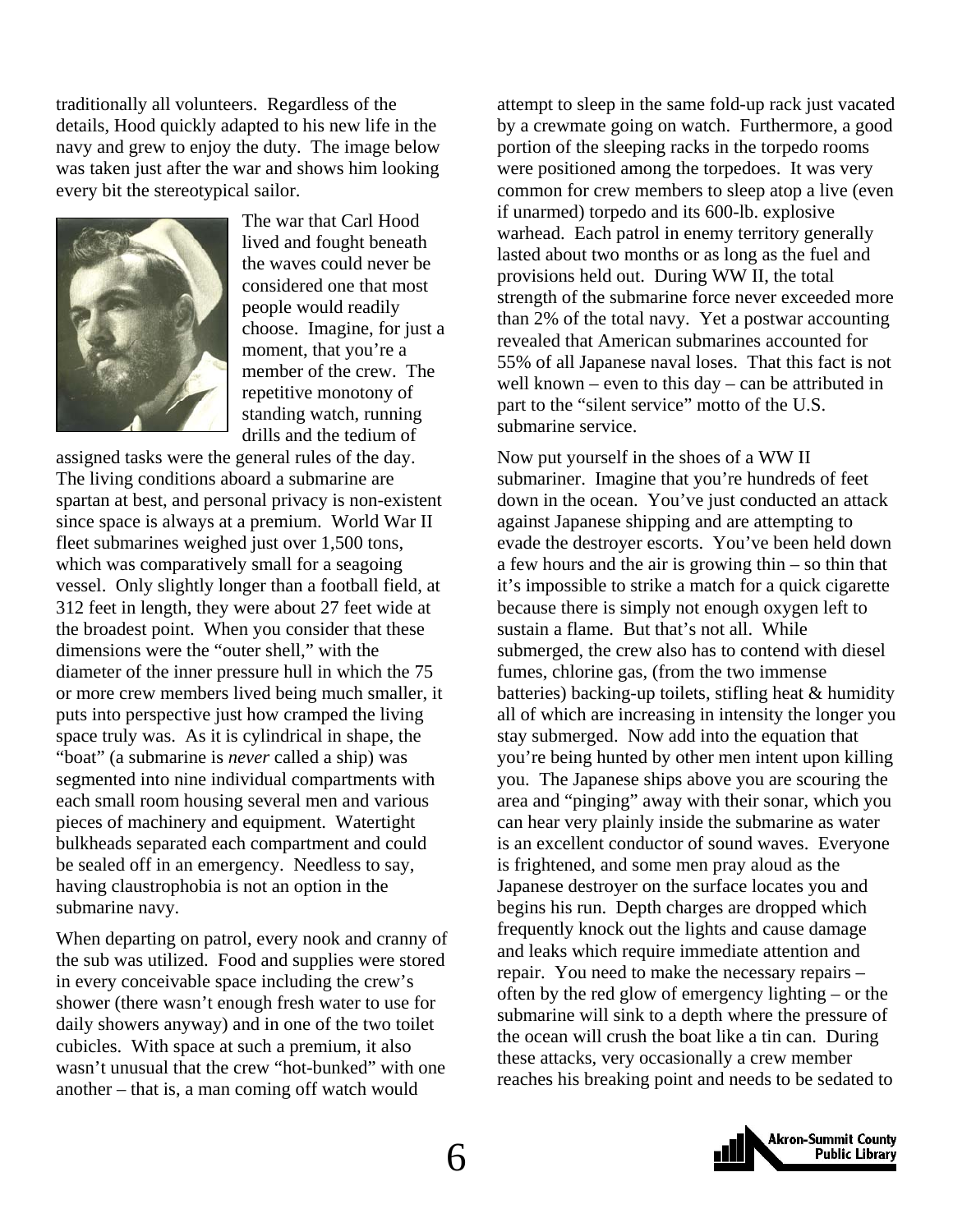traditionally all volunteers. Regardless of the details, Hood quickly adapted to his new life in the navy and grew to enjoy the duty. The image below was taken just after the war and shows him looking every bit the stereotypical sailor.

The war that Carl Hood lived and fought beneath the waves could never be considered one that most people would readily choose. Imagine, for just a moment, that you're a member of the crew. The repetitive monotony of standing watch, running drills and the tedium of assigned tasks were the general rules of the day. The living conditions aboard a submarine are spartan at best, and personal privacy is non-existent since space is always at a premium. World War II fleet submarines weighed just over 1,500 tons, which was comparatively small for a seagoing vessel. Only slightly longer than a football field, at 312 feet in length, they were about 27 feet wide at the broadest point. When you consider that these dimensions were the "outer shell," with the diameter of the inner pressure hull in which the 75 or more crew members lived being much smaller, it puts into perspective just how cramped the living space truly was. As it is cylindrical in shape, the "boat" (a submarine is *never* called a ship) was segmented into nine individual compartments with each small room housing several men and various pieces of machinery and equipment. Watertight bulkheads separated each compartment and could be sealed off in an emergency. Needless to say, having claustrophobia is not an option in the submarine navy.

When departing on patrol, every nook and cranny of the sub was utilized. Food and supplies were stored in every conceivable space including the crew's shower (there wasn't enough fresh water to use for daily showers anyway) and in one of the two toilet cubicles. With space at such a premium, it also wasn't unusual that the crew "hot-bunked" with one another – that is, a man coming off watch would attempt to sleep in the same fold-up rack just vacated by a crewmate going on watch. Furthermore, a good portion of the sleeping racks in the torpedo rooms were positioned among the torpedoes. It was very common for crew members to sleep atop a live (even if unarmed) torpedo and its 600-lb. explosive warhead. Each patrol in enemy territory generally lasted about two months or as long as the fuel and provisions held out. During WW II, the total strength of the submarine force never exceeded more than 2% of the total navy. Yet a postwar accounting revealed that American submarines accounted for 55% of all Japanese naval loses. That this fact is not well known – even to this day – can be attributed in part to the "silent service" motto of the U.S. submarine service.

Now put yourself in the shoes of a WW II submariner. Imagine that you're hundreds of feet down in the ocean. You've just conducted an attack against Japanese shipping and are attempting to evade the destroyer escorts. You've been held down a few hours and the air is growing thin – so thin that it's impossible to strike a match for a quick cigarette because there is simply not enough oxygen left to sustain a flame. But that's not all. While submerged, the crew also has to contend with diesel fumes, chlorine gas, (from the two immense batteries) backing-up toilets, stifling heat & humidity all of which are increasing in intensity the longer you stay submerged. Now add into the equation that you're being hunted by other men intent upon killing you. The Japanese ships above you are scouring the area and "pinging" away with their sonar, which you can hear very plainly inside the submarine as water is an excellent conductor of sound waves. Everyone is frightened, and some men pray aloud as the Japanese destroyer on the surface locates you and begins his run. Depth charges are dropped which frequently knock out the lights and cause damage and leaks which require immediate attention and repair. You need to make the necessary repairs – often by the red glow of emergency lighting – or the submarine will sink to a depth where the pressure of the ocean will crush the boat like a tin can. During these attacks, very occasionally a crew member reaches his breaking point and needs to be sedated to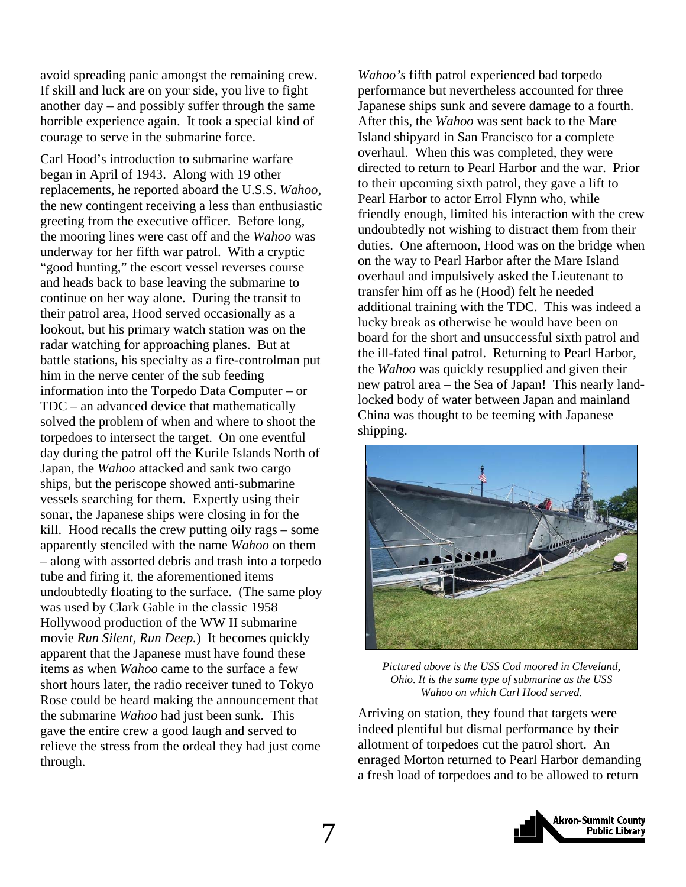avoid spreading panic amongst the remaining crew. If skill and luck are on your side, you live to fight another day – and possibly suffer through the same horrible experience again. It took a special kind of courage to serve in the submarine force.

Carl Hood's introduction to submarine warfare began in April of 1943. Along with 19 other replacements, he reported aboard the U.S.S. *Wahoo,* the new contingent receiving a less than enthusiastic greeting from the executive officer. Before long, the mooring lines were cast off and the *Wahoo* was underway for her fifth war patrol. With a cryptic "good hunting," the escort vessel reverses course and heads back to base leaving the submarine to continue on her way alone. During the transit to their patrol area, Hood served occasionally as a lookout, but his primary watch station was on the radar watching for approaching planes. But at battle stations, his specialty as a fire-controlman put him in the nerve center of the sub feeding information into the Torpedo Data Computer – or TDC – an advanced device that mathematically solved the problem of when and where to shoot the torpedoes to intersect the target. On one eventful day during the patrol off the Kurile Islands North of Japan, the *Wahoo* attacked and sank two cargo ships, but the periscope showed anti-submarine vessels searching for them. Expertly using their sonar, the Japanese ships were closing in for the kill. Hood recalls the crew putting oily rags – some apparently stenciled with the name *Wahoo* on them – along with assorted debris and trash into a torpedo tube and firing it, the aforementioned items undoubtedly floating to the surface. (The same ploy was used by Clark Gable in the classic 1958 Hollywood production of the WW II submarine movie *Run Silent, Run Deep.*) It becomes quickly apparent that the Japanese must have found these items as when *Wahoo* came to the surface a few short hours later, the radio receiver tuned to Tokyo Rose could be heard making the announcement that the submarine *Wahoo* had just been sunk. This gave the entire crew a good laugh and served to relieve the stress from the ordeal they had just come through.

*Wahoo's* fifth patrol experienced bad torpedo performance but nevertheless accounted for three Japanese ships sunk and severe damage to a fourth. After this, the *Wahoo* was sent back to the Mare Island shipyard in San Francisco for a complete overhaul. When this was completed, they were directed to return to Pearl Harbor and the war. Prior to their upcoming sixth patrol, they gave a lift to Pearl Harbor to actor Errol Flynn who, while friendly enough, limited his interaction with the crew undoubtedly not wishing to distract them from their duties. One afternoon, Hood was on the bridge when on the way to Pearl Harbor after the Mare Island overhaul and impulsively asked the Lieutenant to transfer him off as he (Hood) felt he needed additional training with the TDC. This was indeed a lucky break as otherwise he would have been on board for the short and unsuccessful sixth patrol and the ill-fated final patrol. Returning to Pearl Harbor, the *Wahoo* was quickly resupplied and given their new patrol area – the Sea of Japan! This nearly land-locked body of water between Japan and mainland China was thought to be teeming with Japanese shipping.

*Pictured above is the USS Cod moored in Cleveland, Ohio. It is the same type of submarine as the USS Wahoo on which Carl Hood served.*

Arriving on station, they found that targets were indeed plentiful but dismal performance by their allotment of torpedoes cut the patrol short. An enraged Morton returned to Pearl Harbor demanding a fresh load of torpedoes and to be allowed to return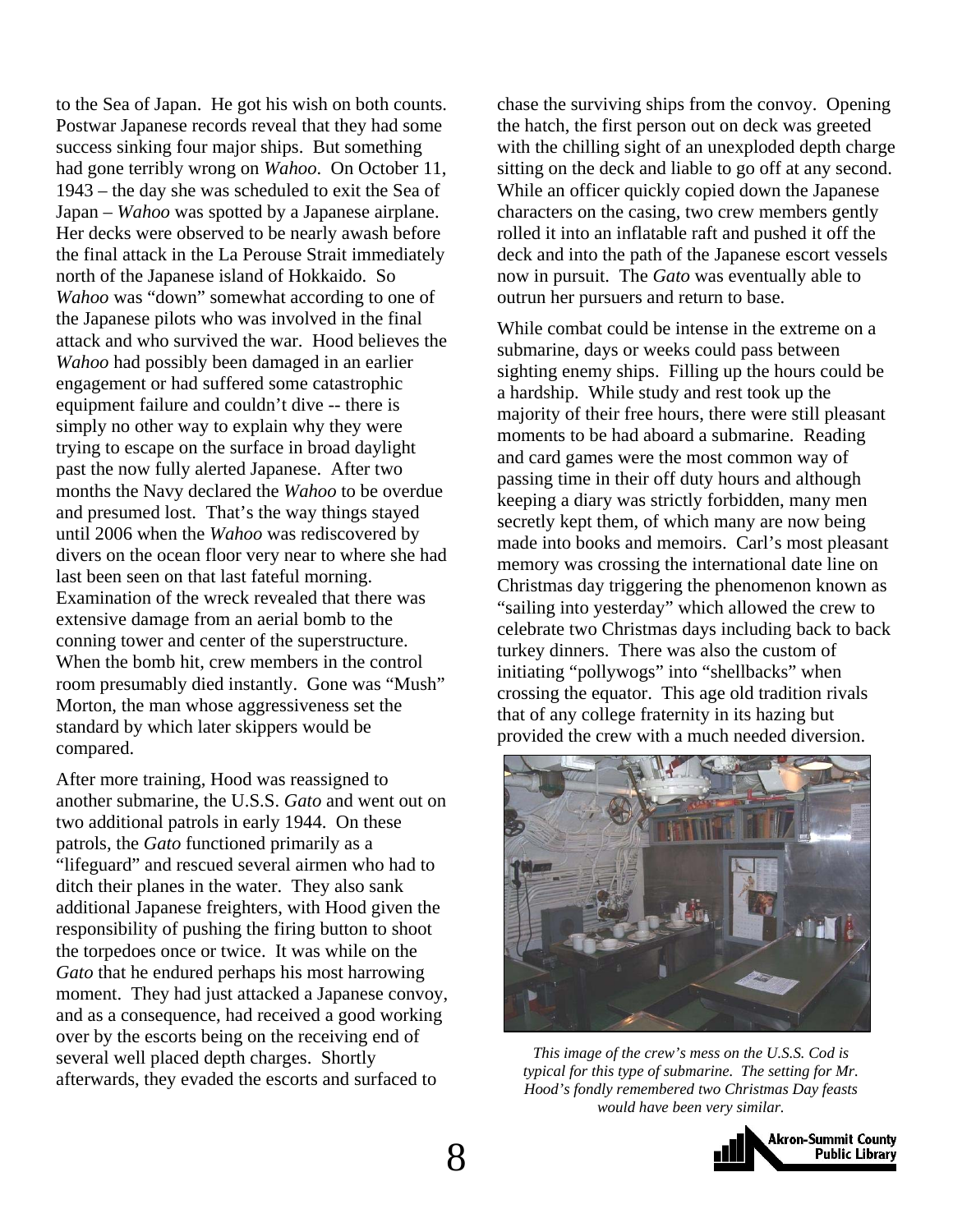to the Sea of Japan. He got his wish on both counts. Postwar Japanese records reveal that they had some success sinking four major ships. But something had gone terribly wrong on *Wahoo*. On October 11, 1943 – the day she was scheduled to exit the Sea of Japan – *Wahoo* was spotted by a Japanese airplane. Her decks were observed to be nearly awash before the final attack in the La Perouse Strait immediately north of the Japanese island of Hokkaido. So *Wahoo* was "down" somewhat according to one of the Japanese pilots who was involved in the final attack and who survived the war. Hood believes the *Wahoo* had possibly been damaged in an earlier engagement or had suffered some catastrophic equipment failure and couldn't dive -- there is simply no other way to explain why they were trying to escape on the surface in broad daylight past the now fully alerted Japanese. After two months the Navy declared the *Wahoo* to be overdue and presumed lost. That's the way things stayed until 2006 when the *Wahoo* was rediscovered by divers on the ocean floor very near to where she had last been seen on that last fateful morning. Examination of the wreck revealed that there was extensive damage from an aerial bomb to the conning tower and center of the superstructure. When the bomb hit, crew members in the control room presumably died instantly. Gone was "Mush" Morton, the man whose aggressiveness set the standard by which later skippers would be compared.

After more training, Hood was reassigned to another submarine, the U.S.S. *Gato* and went out on two additional patrols in early 1944. On these patrols, the *Gato* functioned primarily as a "lifeguard" and rescued several airmen who had to ditch their planes in the water. They also sank additional Japanese freighters, with Hood given the responsibility of pushing the firing button to shoot the torpedoes once or twice. It was while on the *Gato* that he endured perhaps his most harrowing moment. They had just attacked a Japanese convoy, and as a consequence, had received a good working over by the escorts being on the receiving end of several well placed depth charges. Shortly afterwards, they evaded the escorts and surfaced to chase the surviving ships from the convoy. Opening the hatch, the first person out on deck was greeted with the chilling sight of an unexploded depth charge sitting on the deck and liable to go off at any second. While an officer quickly copied down the Japanese characters on the casing, two crew members gently rolled it into an inflatable raft and pushed it off the deck and into the path of the Japanese escort vessels now in pursuit. The *Gato* was eventually able to outrun her pursuers and return to base.

While combat could be intense in the extreme on a submarine, days or weeks could pass between sighting enemy ships. Filling up the hours could be a hardship. While study and rest took up the majority of their free hours, there were still pleasant moments to be had aboard a submarine. Reading and card games were the most common way of passing time in their off duty hours and although keeping a diary was strictly forbidden, many men secretly kept them, of which many are now being made into books and memoirs. Carl's most pleasant memory was crossing the international date line on Christmas day triggering the phenomenon known as "sailing into yesterday" which allowed the crew to celebrate two Christmas days including back to back turkey dinners. There was also the custom of initiating "pollywogs" into "shellbacks" when crossing the equator. This age old tradition rivals that of any college fraternity in its hazing but provided the crew with a much needed diversion.

*This image of the crew's mess on the U.S.S. Cod is typical for this type of submarine. The setting for Mr. Hood's fondly remembered two Christmas Day feasts would have been very similar.*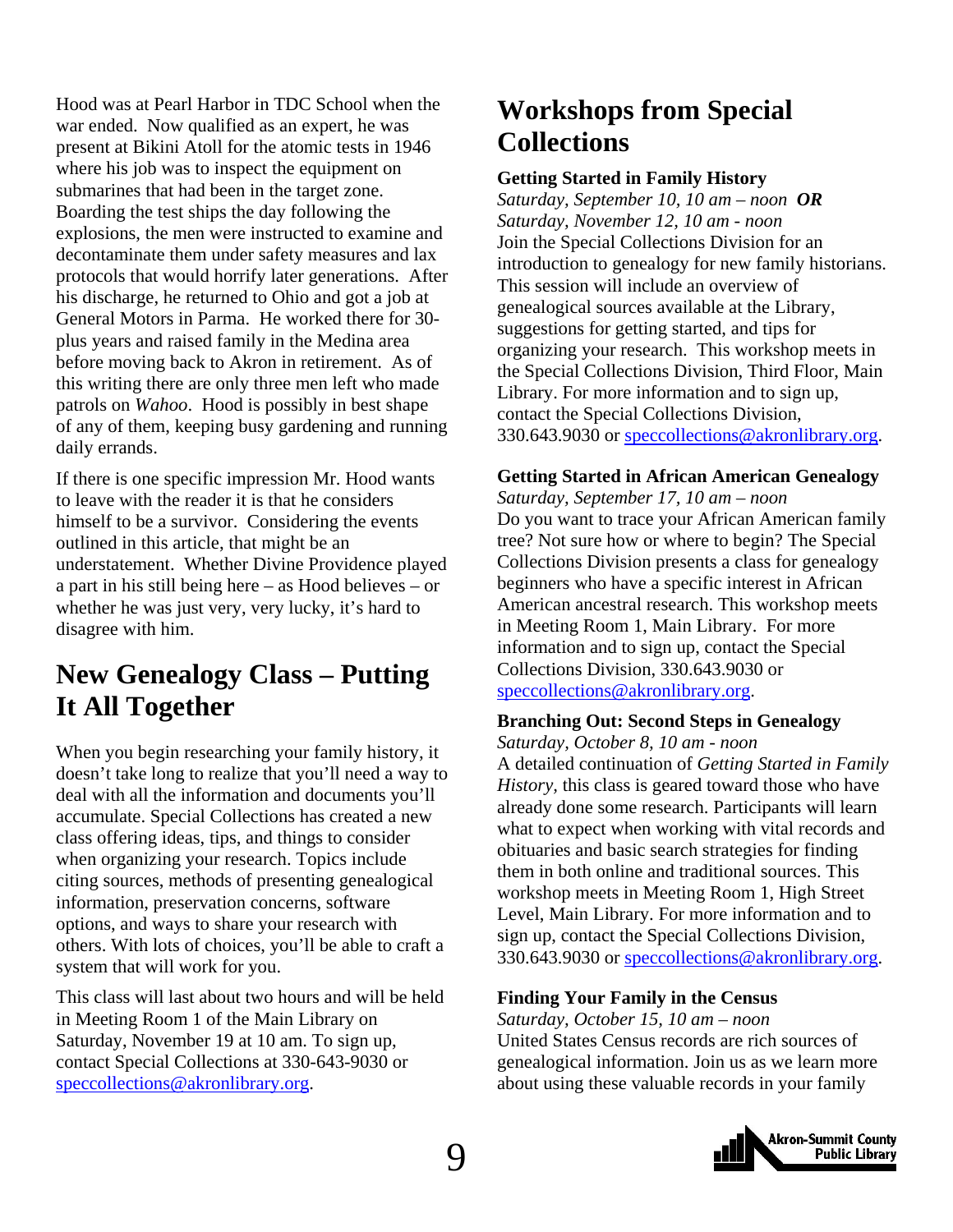Hood was at Pearl Harbor in TDC School when the war ended. Now qualified as an expert, he was present at Bikini Atoll for the atomic tests in 1946 where his job was to inspect the equipment on submarines that had been in the target zone. Boarding the test ships the day following the explosions, the men were instructed to examine and decontaminate them under safety measures and lax protocols that would horrify later generations. After his discharge, he returned to Ohio and got a job at General Motors in Parma. He worked there for 30-plus years and raised family in the Medina area before moving back to Akron in retirement. As of this writing there are only three men left who made patrols on *Wahoo*. Hood is possibly in best shape of any of them, keeping busy gardening and running daily errands.

If there is one specific impression Mr. Hood wants to leave with the reader it is that he considers himself to be a survivor. Considering the events outlined in this article, that might be an understatement. Whether Divine Providence played a part in his still being here – as Hood believes – or whether he was just very, very lucky, it's hard to disagree with him.

## New Genealogy Class – Putting It All Together

When you begin researching your family history, it doesn't take long to realize that you'll need a way to deal with all the information and documents you'll accumulate. Special Collections has created a new class offering ideas, tips, and things to consider when organizing your research. Topics include citing sources, methods of presenting genealogical information, preservation concerns, software options, and ways to share your research with others. With lots of choices, you'll be able to craft a system that will work for you.

This class will last about two hours and will be held in Meeting Room 1 of the Main Library on Saturday, November 19 at 10 am. To sign up, contact Special Collections at 330-643-9030 or speccollections@akronlibrary.org.

## Workshops from Special Collections

**Getting Started in Family History**
*Saturday, September 10, 10 am – noon* ***OR***
*Saturday, November 12, 10 am - noon*
Join the Special Collections Division for an introduction to genealogy for new family historians. This session will include an overview of genealogical sources available at the Library, suggestions for getting started, and tips for organizing your research. This workshop meets in the Special Collections Division, Third Floor, Main Library. For more information and to sign up, contact the Special Collections Division, 330.643.9030 or speccollections@akronlibrary.org.

**Getting Started in African American Genealogy**
*Saturday, September 17, 10 am – noon*
Do you want to trace your African American family tree? Not sure how or where to begin? The Special Collections Division presents a class for genealogy beginners who have a specific interest in African American ancestral research. This workshop meets in Meeting Room 1, Main Library. For more information and to sign up, contact the Special Collections Division, 330.643.9030 or speccollections@akronlibrary.org.

**Branching Out: Second Steps in Genealogy**
*Saturday, October 8, 10 am - noon*
A detailed continuation of *Getting Started in Family History*, this class is geared toward those who have already done some research. Participants will learn what to expect when working with vital records and obituaries and basic search strategies for finding them in both online and traditional sources. This workshop meets in Meeting Room 1, High Street Level, Main Library. For more information and to sign up, contact the Special Collections Division, 330.643.9030 or speccollections@akronlibrary.org.

**Finding Your Family in the Census**
*Saturday, October 15, 10 am – noon*
United States Census records are rich sources of genealogical information. Join us as we learn more about using these valuable records in your family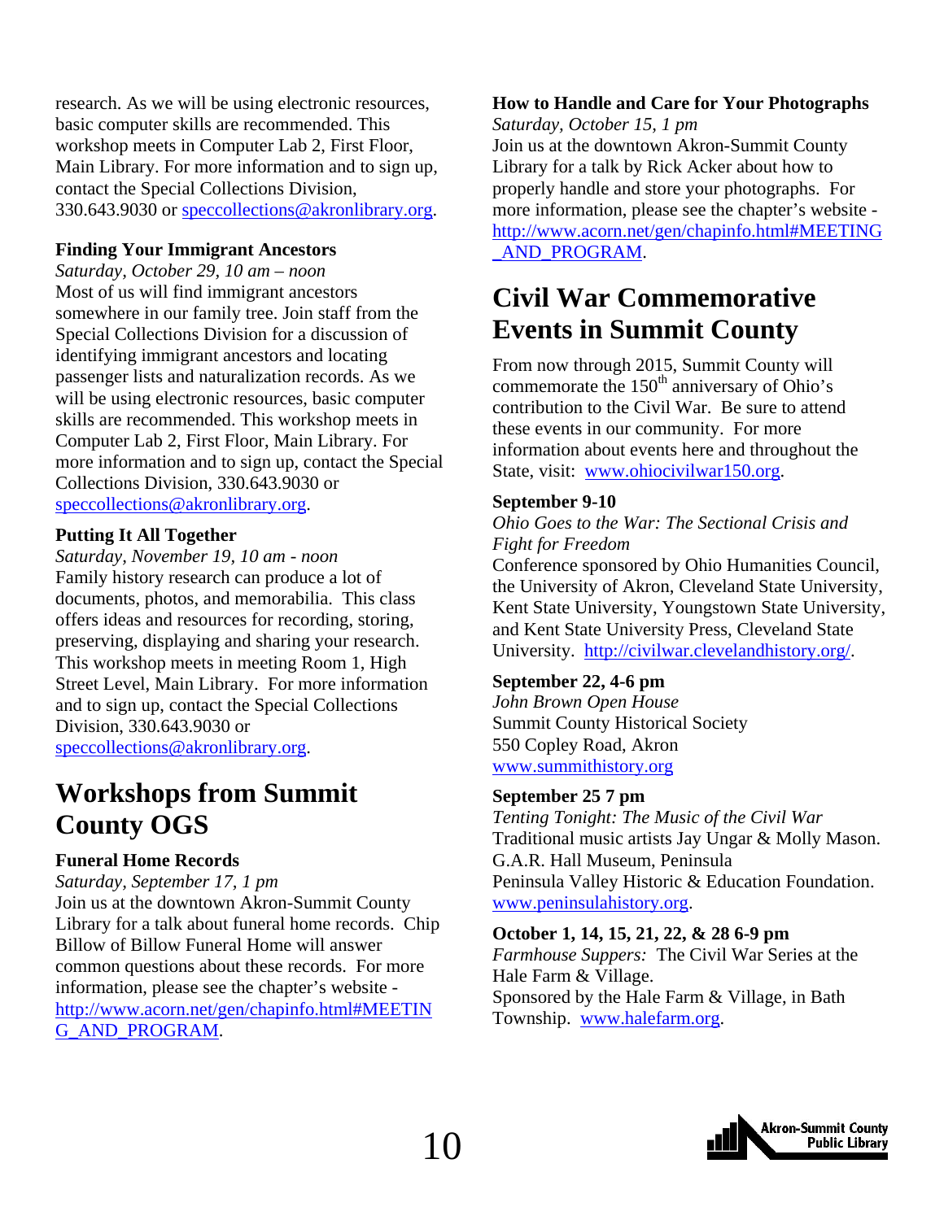research. As we will be using electronic resources, basic computer skills are recommended. This workshop meets in Computer Lab 2, First Floor, Main Library. For more information and to sign up, contact the Special Collections Division, 330.643.9030 or speccollections@akronlibrary.org.

**Finding Your Immigrant Ancestors**
*Saturday, October 29, 10 am – noon*
Most of us will find immigrant ancestors somewhere in our family tree. Join staff from the Special Collections Division for a discussion of identifying immigrant ancestors and locating passenger lists and naturalization records. As we will be using electronic resources, basic computer skills are recommended. This workshop meets in Computer Lab 2, First Floor, Main Library. For more information and to sign up, contact the Special Collections Division, 330.643.9030 or speccollections@akronlibrary.org.

**Putting It All Together**
*Saturday, November 19, 10 am - noon*
Family history research can produce a lot of documents, photos, and memorabilia. This class offers ideas and resources for recording, storing, preserving, displaying and sharing your research. This workshop meets in meeting Room 1, High Street Level, Main Library. For more information and to sign up, contact the Special Collections Division, 330.643.9030 or speccollections@akronlibrary.org.

# Workshops from Summit County OGS

**Funeral Home Records**
*Saturday, September 17, 1 pm*
Join us at the downtown Akron-Summit County Library for a talk about funeral home records. Chip Billow of Billow Funeral Home will answer common questions about these records. For more information, please see the chapter's website - http://www.acorn.net/gen/chapinfo.html#MEETING_AND_PROGRAM.

**How to Handle and Care for Your Photographs**
*Saturday, October 15, 1 pm*
Join us at the downtown Akron-Summit County Library for a talk by Rick Acker about how to properly handle and store your photographs. For more information, please see the chapter's website - http://www.acorn.net/gen/chapinfo.html#MEETING_AND_PROGRAM.

# Civil War Commemorative Events in Summit County

From now through 2015, Summit County will commemorate the 150th anniversary of Ohio's contribution to the Civil War. Be sure to attend these events in our community. For more information about events here and throughout the State, visit: www.ohiocivilwar150.org.

**September 9-10**
*Ohio Goes to the War: The Sectional Crisis and Fight for Freedom*
Conference sponsored by Ohio Humanities Council, the University of Akron, Cleveland State University, Kent State University, Youngstown State University, and Kent State University Press, Cleveland State University. http://civilwar.clevelandhistory.org/.

**September 22, 4-6 pm**
*John Brown Open House*
Summit County Historical Society
550 Copley Road, Akron
www.summithistory.org

**September 25 7 pm**
*Tenting Tonight: The Music of the Civil War*
Traditional music artists Jay Ungar & Molly Mason.
G.A.R. Hall Museum, Peninsula
Peninsula Valley Historic & Education Foundation.
www.peninsulahistory.org.

**October 1, 14, 15, 21, 22, & 28 6-9 pm**
*Farmhouse Suppers:* The Civil War Series at the Hale Farm & Village.
Sponsored by the Hale Farm & Village, in Bath Township. www.halefarm.org.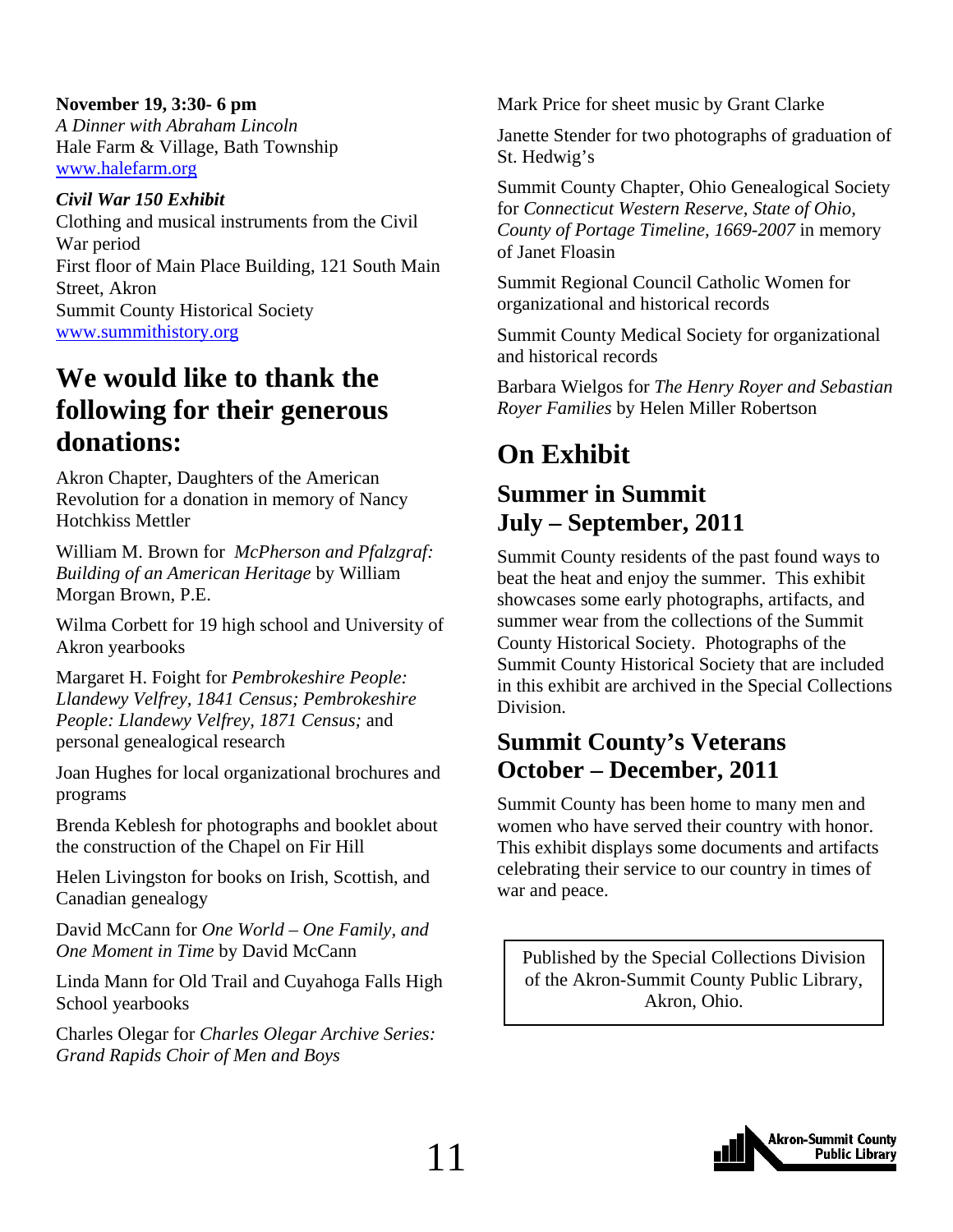**November 19, 3:30- 6 pm**
*A Dinner with Abraham Lincoln*
Hale Farm & Village, Bath Township
www.halefarm.org

***Civil War 150 Exhibit***
Clothing and musical instruments from the Civil War period
First floor of Main Place Building, 121 South Main Street, Akron
Summit County Historical Society
www.summithistory.org

## We would like to thank the following for their generous donations:

Akron Chapter, Daughters of the American Revolution for a donation in memory of Nancy Hotchkiss Mettler

William M. Brown for *McPherson and Pfalzgraf: Building of an American Heritage* by William Morgan Brown, P.E.

Wilma Corbett for 19 high school and University of Akron yearbooks

Margaret H. Foight for *Pembrokeshire People: Llandewy Velfrey, 1841 Census; Pembrokeshire People: Llandewy Velfrey, 1871 Census;* and personal genealogical research

Joan Hughes for local organizational brochures and programs

Brenda Keblesh for photographs and booklet about the construction of the Chapel on Fir Hill

Helen Livingston for books on Irish, Scottish, and Canadian genealogy

David McCann for *One World – One Family, and One Moment in Time* by David McCann

Linda Mann for Old Trail and Cuyahoga Falls High School yearbooks

Charles Olegar for *Charles Olegar Archive Series: Grand Rapids Choir of Men and Boys*

Mark Price for sheet music by Grant Clarke

Janette Stender for two photographs of graduation of St. Hedwig's

Summit County Chapter, Ohio Genealogical Society for *Connecticut Western Reserve, State of Ohio, County of Portage Timeline, 1669-2007* in memory of Janet Floasin

Summit Regional Council Catholic Women for organizational and historical records

Summit County Medical Society for organizational and historical records

Barbara Wielgos for *The Henry Royer and Sebastian Royer Families* by Helen Miller Robertson

## On Exhibit

### Summer in Summit
### July – September, 2011

Summit County residents of the past found ways to beat the heat and enjoy the summer. This exhibit showcases some early photographs, artifacts, and summer wear from the collections of the Summit County Historical Society. Photographs of the Summit County Historical Society that are included in this exhibit are archived in the Special Collections Division.

### Summit County's Veterans
### October – December, 2011

Summit County has been home to many men and women who have served their country with honor. This exhibit displays some documents and artifacts celebrating their service to our country in times of war and peace.

Published by the Special Collections Division of the Akron-Summit County Public Library, Akron, Ohio.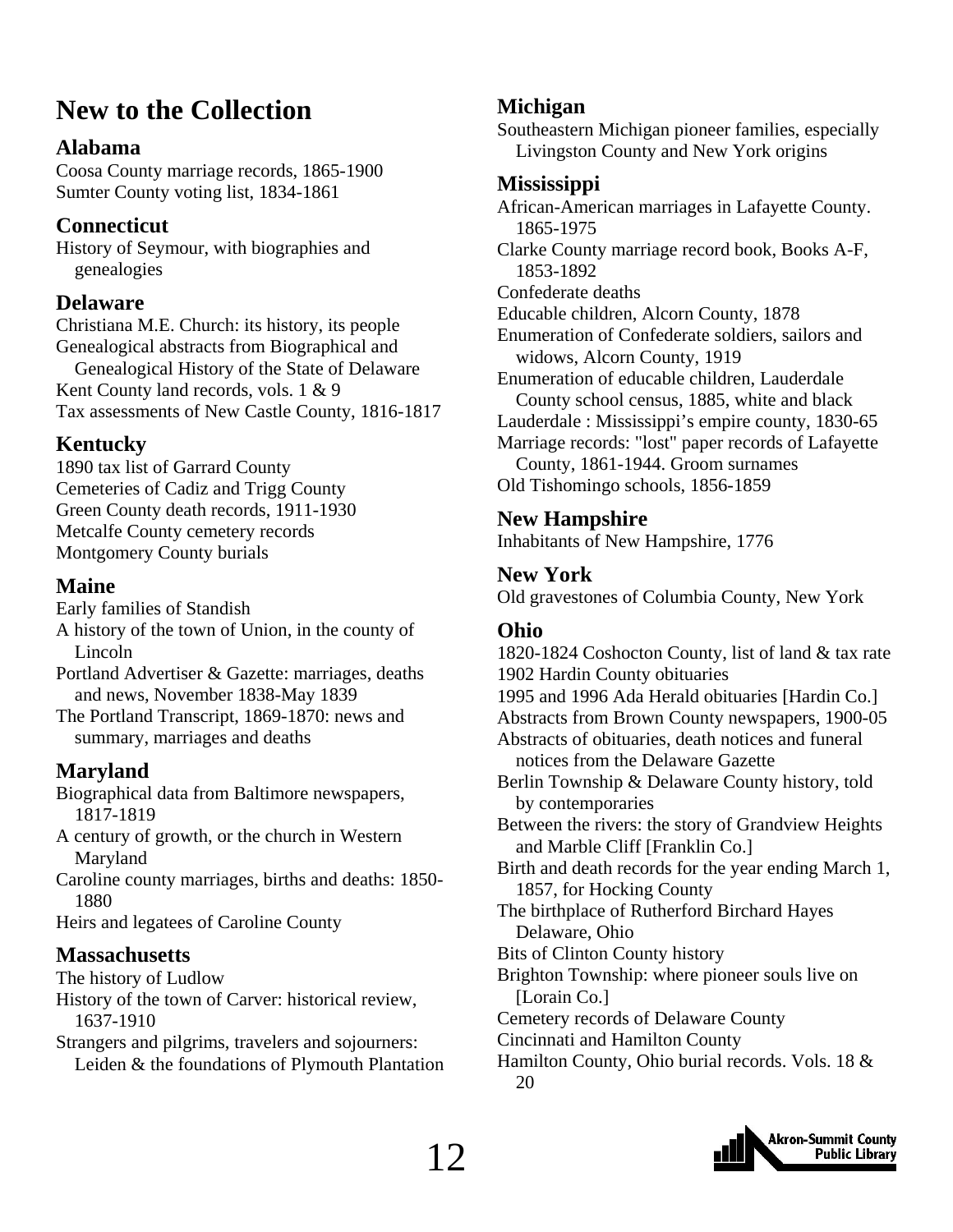# New to the Collection

## Alabama

Coosa County marriage records, 1865-1900
Sumter County voting list, 1834-1861

## Connecticut

History of Seymour, with biographies and genealogies

## Delaware

Christiana M.E. Church: its history, its people
Genealogical abstracts from Biographical and Genealogical History of the State of Delaware
Kent County land records, vols. 1 & 9
Tax assessments of New Castle County, 1816-1817

## Kentucky

1890 tax list of Garrard County
Cemeteries of Cadiz and Trigg County
Green County death records, 1911-1930
Metcalfe County cemetery records
Montgomery County burials

## Maine

Early families of Standish
A history of the town of Union, in the county of Lincoln
Portland Advertiser & Gazette: marriages, deaths and news, November 1838-May 1839
The Portland Transcript, 1869-1870: news and summary, marriages and deaths

## Maryland

Biographical data from Baltimore newspapers, 1817-1819
A century of growth, or the church in Western Maryland
Caroline county marriages, births and deaths: 1850-1880
Heirs and legatees of Caroline County

## Massachusetts

The history of Ludlow
History of the town of Carver: historical review, 1637-1910
Strangers and pilgrims, travelers and sojourners: Leiden & the foundations of Plymouth Plantation

## Michigan

Southeastern Michigan pioneer families, especially Livingston County and New York origins

## Mississippi

African-American marriages in Lafayette County. 1865-1975
Clarke County marriage record book, Books A-F, 1853-1892
Confederate deaths
Educable children, Alcorn County, 1878
Enumeration of Confederate soldiers, sailors and widows, Alcorn County, 1919
Enumeration of educable children, Lauderdale County school census, 1885, white and black
Lauderdale : Mississippi's empire county, 1830-65
Marriage records: "lost" paper records of Lafayette County, 1861-1944. Groom surnames
Old Tishomingo schools, 1856-1859

## New Hampshire

Inhabitants of New Hampshire, 1776

## New York

Old gravestones of Columbia County, New York

## Ohio

1820-1824 Coshocton County, list of land & tax rate
1902 Hardin County obituaries
1995 and 1996 Ada Herald obituaries [Hardin Co.]
Abstracts from Brown County newspapers, 1900-05
Abstracts of obituaries, death notices and funeral notices from the Delaware Gazette
Berlin Township & Delaware County history, told by contemporaries
Between the rivers: the story of Grandview Heights and Marble Cliff [Franklin Co.]
Birth and death records for the year ending March 1, 1857, for Hocking County
The birthplace of Rutherford Birchard Hayes Delaware, Ohio
Bits of Clinton County history
Brighton Township: where pioneer souls live on [Lorain Co.]
Cemetery records of Delaware County
Cincinnati and Hamilton County
Hamilton County, Ohio burial records. Vols. 18 & 20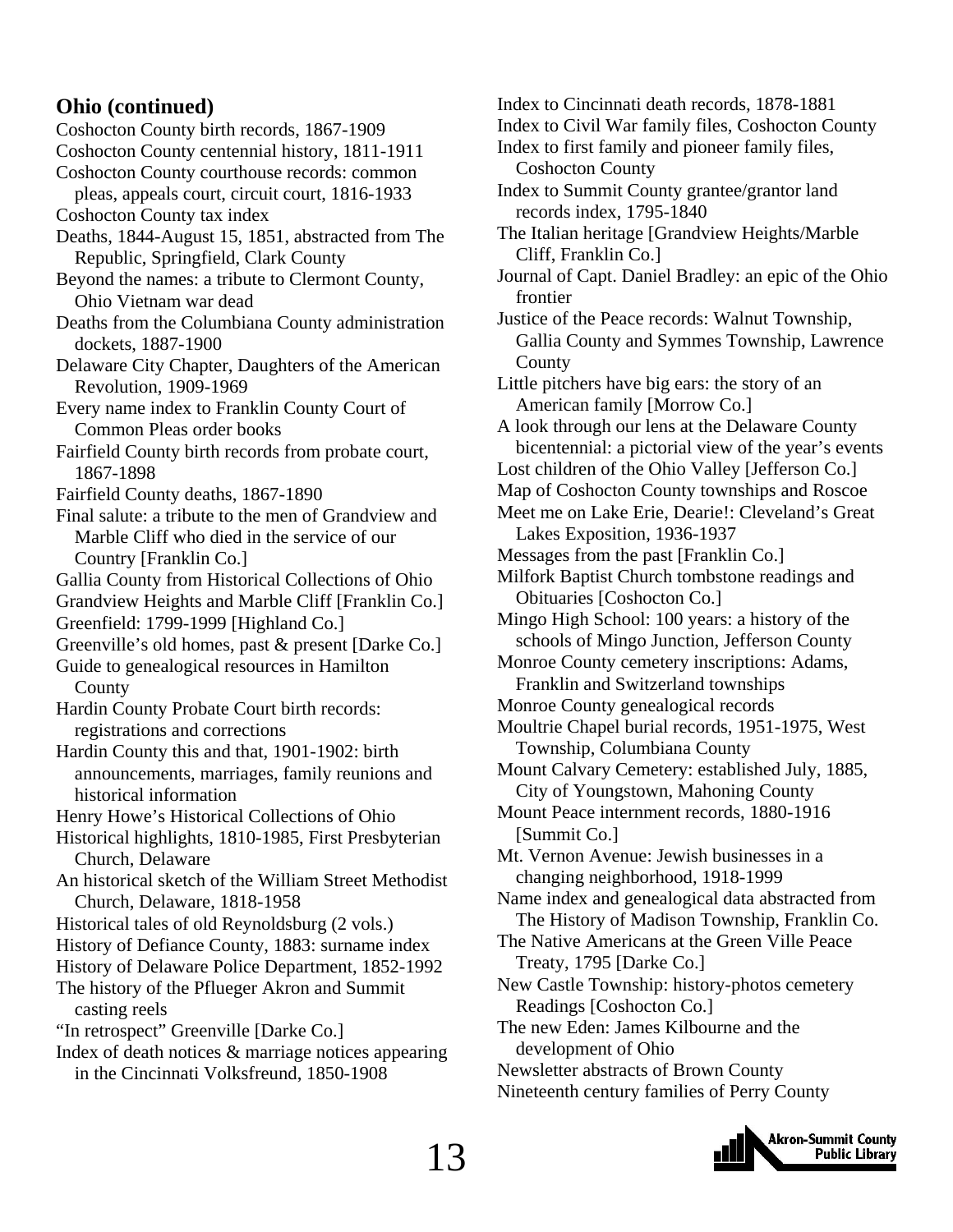## Ohio (continued)

Coshocton County birth records, 1867-1909
Coshocton County centennial history, 1811-1911
Coshocton County courthouse records: common pleas, appeals court, circuit court, 1816-1933
Coshocton County tax index
Deaths, 1844-August 15, 1851, abstracted from The Republic, Springfield, Clark County
Beyond the names: a tribute to Clermont County, Ohio Vietnam war dead
Deaths from the Columbiana County administration dockets, 1887-1900
Delaware City Chapter, Daughters of the American Revolution, 1909-1969
Every name index to Franklin County Court of Common Pleas order books
Fairfield County birth records from probate court, 1867-1898
Fairfield County deaths, 1867-1890
Final salute: a tribute to the men of Grandview and Marble Cliff who died in the service of our Country [Franklin Co.]
Gallia County from Historical Collections of Ohio
Grandview Heights and Marble Cliff [Franklin Co.]
Greenfield: 1799-1999 [Highland Co.]
Greenville's old homes, past & present [Darke Co.]
Guide to genealogical resources in Hamilton County
Hardin County Probate Court birth records: registrations and corrections
Hardin County this and that, 1901-1902: birth announcements, marriages, family reunions and historical information
Henry Howe's Historical Collections of Ohio
Historical highlights, 1810-1985, First Presbyterian Church, Delaware
An historical sketch of the William Street Methodist Church, Delaware, 1818-1958
Historical tales of old Reynoldsburg (2 vols.)
History of Defiance County, 1883: surname index
History of Delaware Police Department, 1852-1992
The history of the Pflueger Akron and Summit casting reels
"In retrospect" Greenville [Darke Co.]
Index of death notices & marriage notices appearing in the Cincinnati Volksfreund, 1850-1908
Index to Cincinnati death records, 1878-1881
Index to Civil War family files, Coshocton County
Index to first family and pioneer family files, Coshocton County
Index to Summit County grantee/grantor land records index, 1795-1840
The Italian heritage [Grandview Heights/Marble Cliff, Franklin Co.]
Journal of Capt. Daniel Bradley: an epic of the Ohio frontier
Justice of the Peace records: Walnut Township, Gallia County and Symmes Township, Lawrence County
Little pitchers have big ears: the story of an American family [Morrow Co.]
A look through our lens at the Delaware County bicentennial: a pictorial view of the year's events
Lost children of the Ohio Valley [Jefferson Co.]
Map of Coshocton County townships and Roscoe
Meet me on Lake Erie, Dearie!: Cleveland's Great Lakes Exposition, 1936-1937
Messages from the past [Franklin Co.]
Milfork Baptist Church tombstone readings and Obituaries [Coshocton Co.]
Mingo High School: 100 years: a history of the schools of Mingo Junction, Jefferson County
Monroe County cemetery inscriptions: Adams, Franklin and Switzerland townships
Monroe County genealogical records
Moultrie Chapel burial records, 1951-1975, West Township, Columbiana County
Mount Calvary Cemetery: established July, 1885, City of Youngstown, Mahoning County
Mount Peace internment records, 1880-1916 [Summit Co.]
Mt. Vernon Avenue: Jewish businesses in a changing neighborhood, 1918-1999
Name index and genealogical data abstracted from The History of Madison Township, Franklin Co.
The Native Americans at the Green Ville Peace Treaty, 1795 [Darke Co.]
New Castle Township: history-photos cemetery Readings [Coshocton Co.]
The new Eden: James Kilbourne and the development of Ohio
Newsletter abstracts of Brown County
Nineteenth century families of Perry County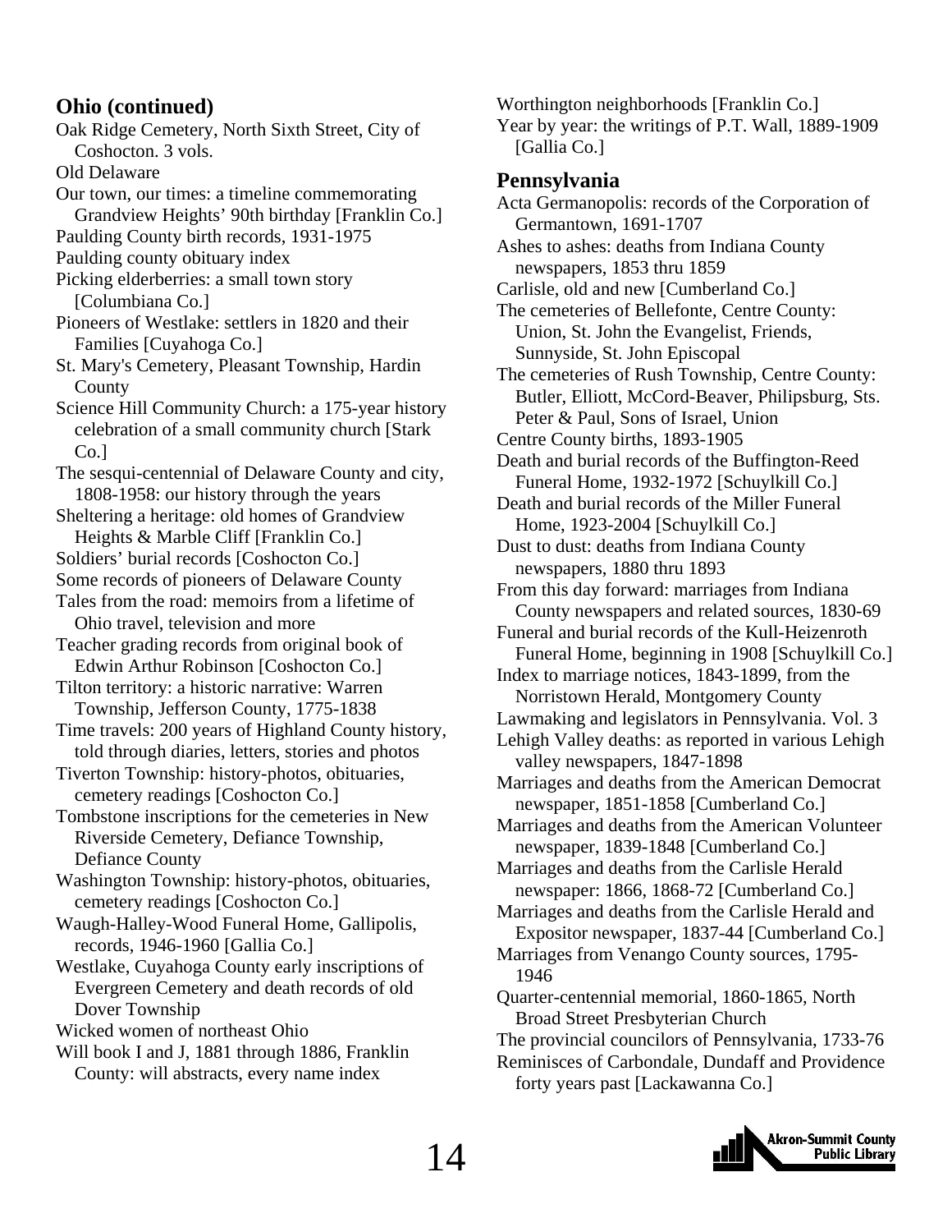## Ohio (continued)

Oak Ridge Cemetery, North Sixth Street, City of Coshocton. 3 vols.
Old Delaware
Our town, our times: a timeline commemorating Grandview Heights' 90th birthday [Franklin Co.]
Paulding County birth records, 1931-1975
Paulding county obituary index
Picking elderberries: a small town story [Columbiana Co.]
Pioneers of Westlake: settlers in 1820 and their Families [Cuyahoga Co.]
St. Mary's Cemetery, Pleasant Township, Hardin County
Science Hill Community Church: a 175-year history celebration of a small community church [Stark Co.]
The sesqui-centennial of Delaware County and city, 1808-1958: our history through the years
Sheltering a heritage: old homes of Grandview Heights & Marble Cliff [Franklin Co.]
Soldiers' burial records [Coshocton Co.]
Some records of pioneers of Delaware County
Tales from the road: memoirs from a lifetime of Ohio travel, television and more
Teacher grading records from original book of Edwin Arthur Robinson [Coshocton Co.]
Tilton territory: a historic narrative: Warren Township, Jefferson County, 1775-1838
Time travels: 200 years of Highland County history, told through diaries, letters, stories and photos
Tiverton Township: history-photos, obituaries, cemetery readings [Coshocton Co.]
Tombstone inscriptions for the cemeteries in New Riverside Cemetery, Defiance Township, Defiance County
Washington Township: history-photos, obituaries, cemetery readings [Coshocton Co.]
Waugh-Halley-Wood Funeral Home, Gallipolis, records, 1946-1960 [Gallia Co.]
Westlake, Cuyahoga County early inscriptions of Evergreen Cemetery and death records of old Dover Township
Wicked women of northeast Ohio
Will book I and J, 1881 through 1886, Franklin County: will abstracts, every name index
Worthington neighborhoods [Franklin Co.]
Year by year: the writings of P.T. Wall, 1889-1909 [Gallia Co.]

## Pennsylvania

Acta Germanopolis: records of the Corporation of Germantown, 1691-1707
Ashes to ashes: deaths from Indiana County newspapers, 1853 thru 1859
Carlisle, old and new [Cumberland Co.]
The cemeteries of Bellefonte, Centre County: Union, St. John the Evangelist, Friends, Sunnyside, St. John Episcopal
The cemeteries of Rush Township, Centre County: Butler, Elliott, McCord-Beaver, Philipsburg, Sts. Peter & Paul, Sons of Israel, Union
Centre County births, 1893-1905
Death and burial records of the Buffington-Reed Funeral Home, 1932-1972 [Schuylkill Co.]
Death and burial records of the Miller Funeral Home, 1923-2004 [Schuylkill Co.]
Dust to dust: deaths from Indiana County newspapers, 1880 thru 1893
From this day forward: marriages from Indiana County newspapers and related sources, 1830-69
Funeral and burial records of the Kull-Heizenroth Funeral Home, beginning in 1908 [Schuylkill Co.]
Index to marriage notices, 1843-1899, from the Norristown Herald, Montgomery County
Lawmaking and legislators in Pennsylvania. Vol. 3
Lehigh Valley deaths: as reported in various Lehigh valley newspapers, 1847-1898
Marriages and deaths from the American Democrat newspaper, 1851-1858 [Cumberland Co.]
Marriages and deaths from the American Volunteer newspaper, 1839-1848 [Cumberland Co.]
Marriages and deaths from the Carlisle Herald newspaper: 1866, 1868-72 [Cumberland Co.]
Marriages and deaths from the Carlisle Herald and Expositor newspaper, 1837-44 [Cumberland Co.]
Marriages from Venango County sources, 1795-1946
Quarter-centennial memorial, 1860-1865, North Broad Street Presbyterian Church
The provincial councilors of Pennsylvania, 1733-76
Reminisces of Carbondale, Dundaff and Providence forty years past [Lackawanna Co.]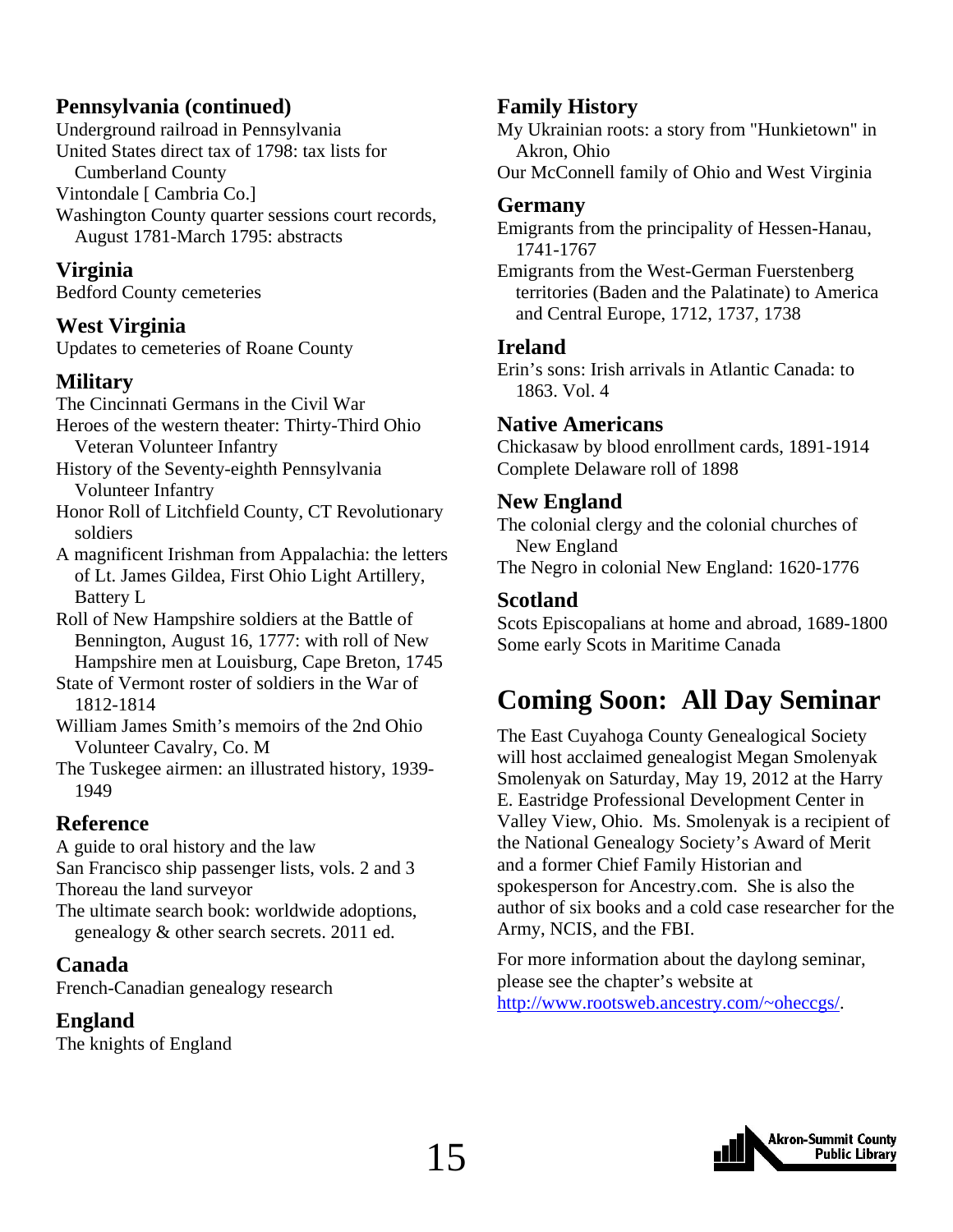## Pennsylvania (continued)

Underground railroad in Pennsylvania
United States direct tax of 1798: tax lists for Cumberland County
Vintondale [ Cambria Co.]
Washington County quarter sessions court records, August 1781-March 1795: abstracts

## Virginia

Bedford County cemeteries

## West Virginia

Updates to cemeteries of Roane County

## Military

The Cincinnati Germans in the Civil War
Heroes of the western theater: Thirty-Third Ohio Veteran Volunteer Infantry
History of the Seventy-eighth Pennsylvania Volunteer Infantry
Honor Roll of Litchfield County, CT Revolutionary soldiers
A magnificent Irishman from Appalachia: the letters of Lt. James Gildea, First Ohio Light Artillery, Battery L
Roll of New Hampshire soldiers at the Battle of Bennington, August 16, 1777: with roll of New Hampshire men at Louisburg, Cape Breton, 1745
State of Vermont roster of soldiers in the War of 1812-1814
William James Smith's memoirs of the 2nd Ohio Volunteer Cavalry, Co. M
The Tuskegee airmen: an illustrated history, 1939-1949

## Reference

A guide to oral history and the law
San Francisco ship passenger lists, vols. 2 and 3
Thoreau the land surveyor
The ultimate search book: worldwide adoptions, genealogy & other search secrets. 2011 ed.

## Canada

French-Canadian genealogy research

## England

The knights of England

## Family History

My Ukrainian roots: a story from "Hunkietown" in Akron, Ohio
Our McConnell family of Ohio and West Virginia

## Germany

Emigrants from the principality of Hessen-Hanau, 1741-1767
Emigrants from the West-German Fuerstenberg territories (Baden and the Palatinate) to America and Central Europe, 1712, 1737, 1738

## Ireland

Erin's sons: Irish arrivals in Atlantic Canada: to 1863. Vol. 4

## Native Americans

Chickasaw by blood enrollment cards, 1891-1914
Complete Delaware roll of 1898

## New England

The colonial clergy and the colonial churches of New England
The Negro in colonial New England: 1620-1776

## Scotland

Scots Episcopalians at home and abroad, 1689-1800
Some early Scots in Maritime Canada

# Coming Soon: All Day Seminar

The East Cuyahoga County Genealogical Society will host acclaimed genealogist Megan Smolenyak Smolenyak on Saturday, May 19, 2012 at the Harry E. Eastridge Professional Development Center in Valley View, Ohio. Ms. Smolenyak is a recipient of the National Genealogy Society's Award of Merit and a former Chief Family Historian and spokesperson for Ancestry.com. She is also the author of six books and a cold case researcher for the Army, NCIS, and the FBI.

For more information about the daylong seminar, please see the chapter's website at http://www.rootsweb.ancestry.com/~oheccgs/.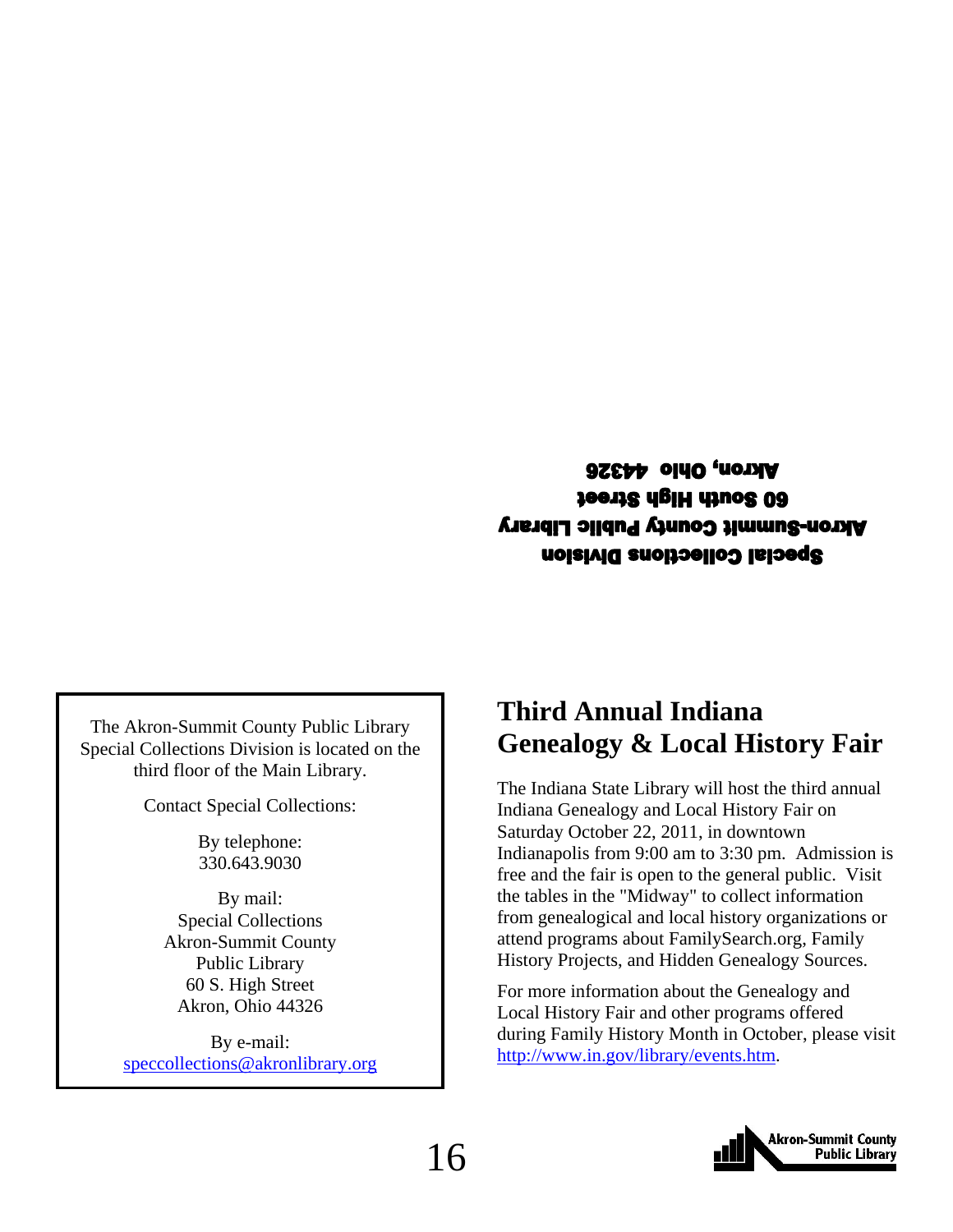Special Collections Division
Akron-Summit County Public Library
60 South High Street
Akron, Ohio 44326

The Akron-Summit County Public Library Special Collections Division is located on the third floor of the Main Library.

Contact Special Collections:

By telephone:
330.643.9030

By mail:
Special Collections
Akron-Summit County
Public Library
60 S. High Street
Akron, Ohio 44326

By e-mail:
speccollections@akronlibrary.org

## Third Annual Indiana Genealogy & Local History Fair

The Indiana State Library will host the third annual Indiana Genealogy and Local History Fair on Saturday October 22, 2011, in downtown Indianapolis from 9:00 am to 3:30 pm. Admission is free and the fair is open to the general public. Visit the tables in the "Midway" to collect information from genealogical and local history organizations or attend programs about FamilySearch.org, Family History Projects, and Hidden Genealogy Sources.

For more information about the Genealogy and Local History Fair and other programs offered during Family History Month in October, please visit http://www.in.gov/library/events.htm.

Akron-Summit County Public Library